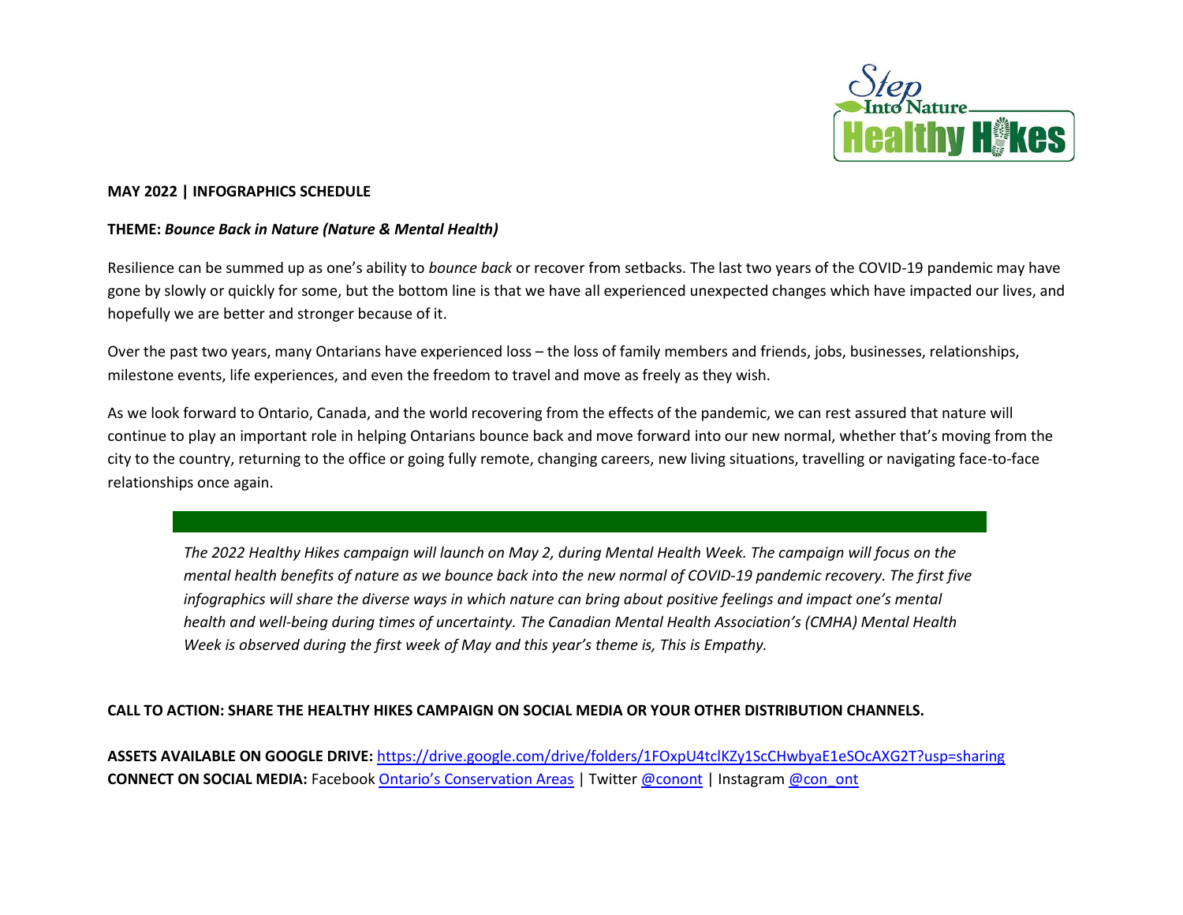**MAY 2022 | INFOGRAPHICS SCHEDULE**

**THEME:** ***Bounce Back in Nature (Nature & Mental Health)***

Resilience can be summed up as one's ability to *bounce back* or recover from setbacks. The last two years of the COVID-19 pandemic may have gone by slowly or quickly for some, but the bottom line is that we have all experienced unexpected changes which have impacted our lives, and hopefully we are better and stronger because of it.

Over the past two years, many Ontarians have experienced loss – the loss of family members and friends, jobs, businesses, relationships, milestone events, life experiences, and even the freedom to travel and move as freely as they wish.

As we look forward to Ontario, Canada, and the world recovering from the effects of the pandemic, we can rest assured that nature will continue to play an important role in helping Ontarians bounce back and move forward into our new normal, whether that's moving from the city to the country, returning to the office or going fully remote, changing careers, new living situations, travelling or navigating face-to-face relationships once again.

*The 2022 Healthy Hikes campaign will launch on May 2, during Mental Health Week. The campaign will focus on the mental health benefits of nature as we bounce back into the new normal of COVID-19 pandemic recovery. The first five infographics will share the diverse ways in which nature can bring about positive feelings and impact one's mental health and well-being during times of uncertainty. The Canadian Mental Health Association's (CMHA) Mental Health Week is observed during the first week of May and this year's theme is, This is Empathy.*

**CALL TO ACTION: SHARE THE HEALTHY HIKES CAMPAIGN ON SOCIAL MEDIA OR YOUR OTHER DISTRIBUTION CHANNELS.**

**ASSETS AVAILABLE ON GOOGLE DRIVE:** https://drive.google.com/drive/folders/1FOxpU4tclKZy1ScCHwbyaE1eSOcAXG2T?usp=sharing
**CONNECT ON SOCIAL MEDIA:** Facebook Ontario's Conservation Areas | Twitter @conont | Instagram @con_ont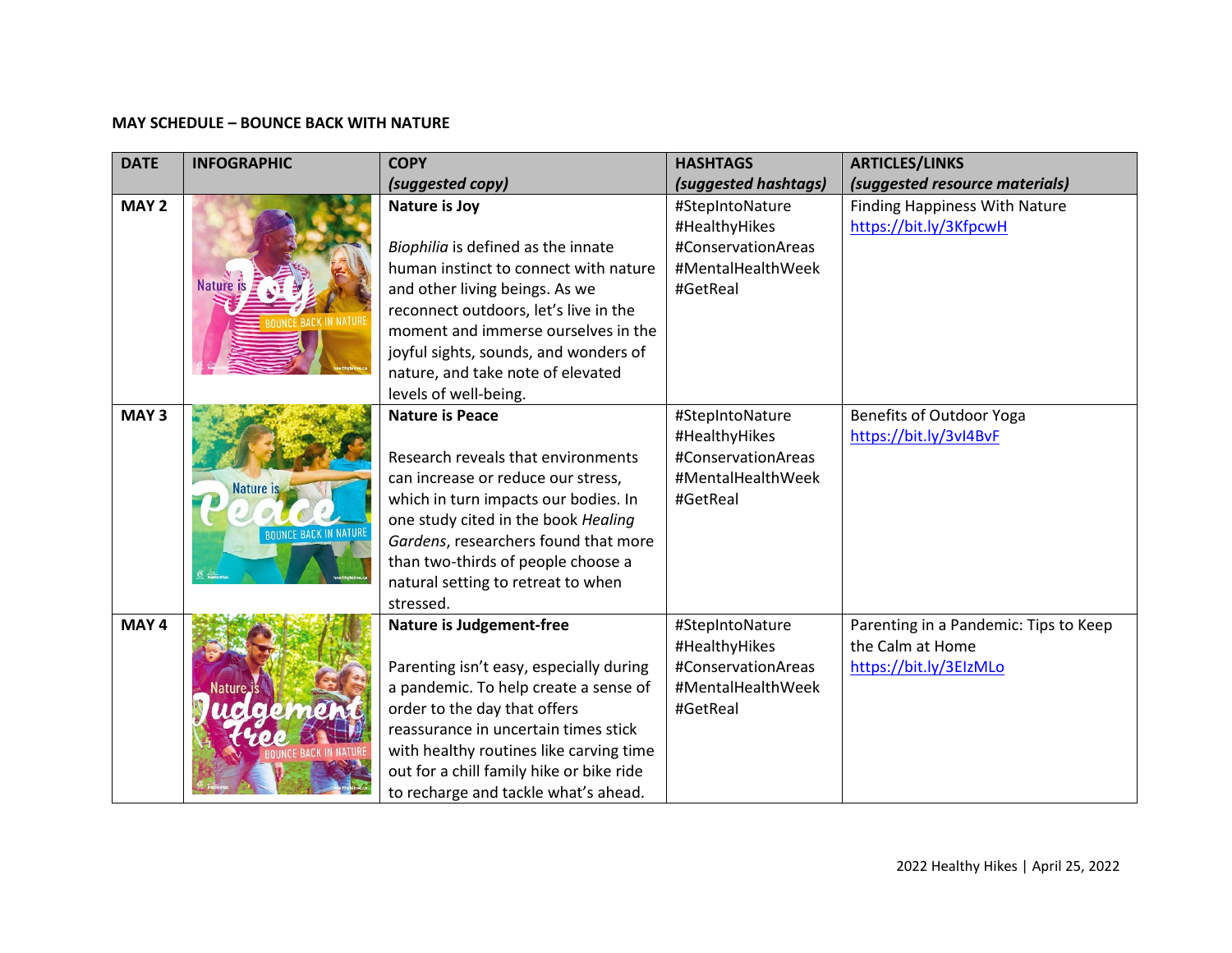**MAY SCHEDULE – BOUNCE BACK WITH NATURE**

| DATE | INFOGRAPHIC | COPY *(suggested copy)* | HASHTAGS *(suggested hashtags)* | ARTICLES/LINKS *(suggested resource materials)* |
|---|---|---|---|---|
| MAY 2 | Nature is Joy BOUNCE BACK IN NATURE | **Nature is Joy** *Biophilia* is defined as the innate human instinct to connect with nature and other living beings. As we reconnect outdoors, let's live in the moment and immerse ourselves in the joyful sights, sounds, and wonders of nature, and take note of elevated levels of well-being. | #StepIntoNature #HealthyHikes #ConservationAreas #MentalHealthWeek #GetReal | Finding Happiness With Nature https://bit.ly/3KfpcwH |
| MAY 3 | Nature is Peace BOUNCE BACK IN NATURE | **Nature is Peace** Research reveals that environments can increase or reduce our stress, which in turn impacts our bodies. In one study cited in the book *Healing Gardens*, researchers found that more than two-thirds of people choose a natural setting to retreat to when stressed. | #StepIntoNature #HealthyHikes #ConservationAreas #MentalHealthWeek #GetReal | Benefits of Outdoor Yoga https://bit.ly/3vI4BvF |
| MAY 4 | Nature is Judgement-free BOUNCE BACK IN NATURE | **Nature is Judgement-free** Parenting isn't easy, especially during a pandemic. To help create a sense of order to the day that offers reassurance in uncertain times stick with healthy routines like carving time out for a chill family hike or bike ride to recharge and tackle what's ahead. | #StepIntoNature #HealthyHikes #ConservationAreas #MentalHealthWeek #GetReal | Parenting in a Pandemic: Tips to Keep the Calm at Home https://bit.ly/3EIzMLo |

2022 Healthy Hikes | April 25, 2022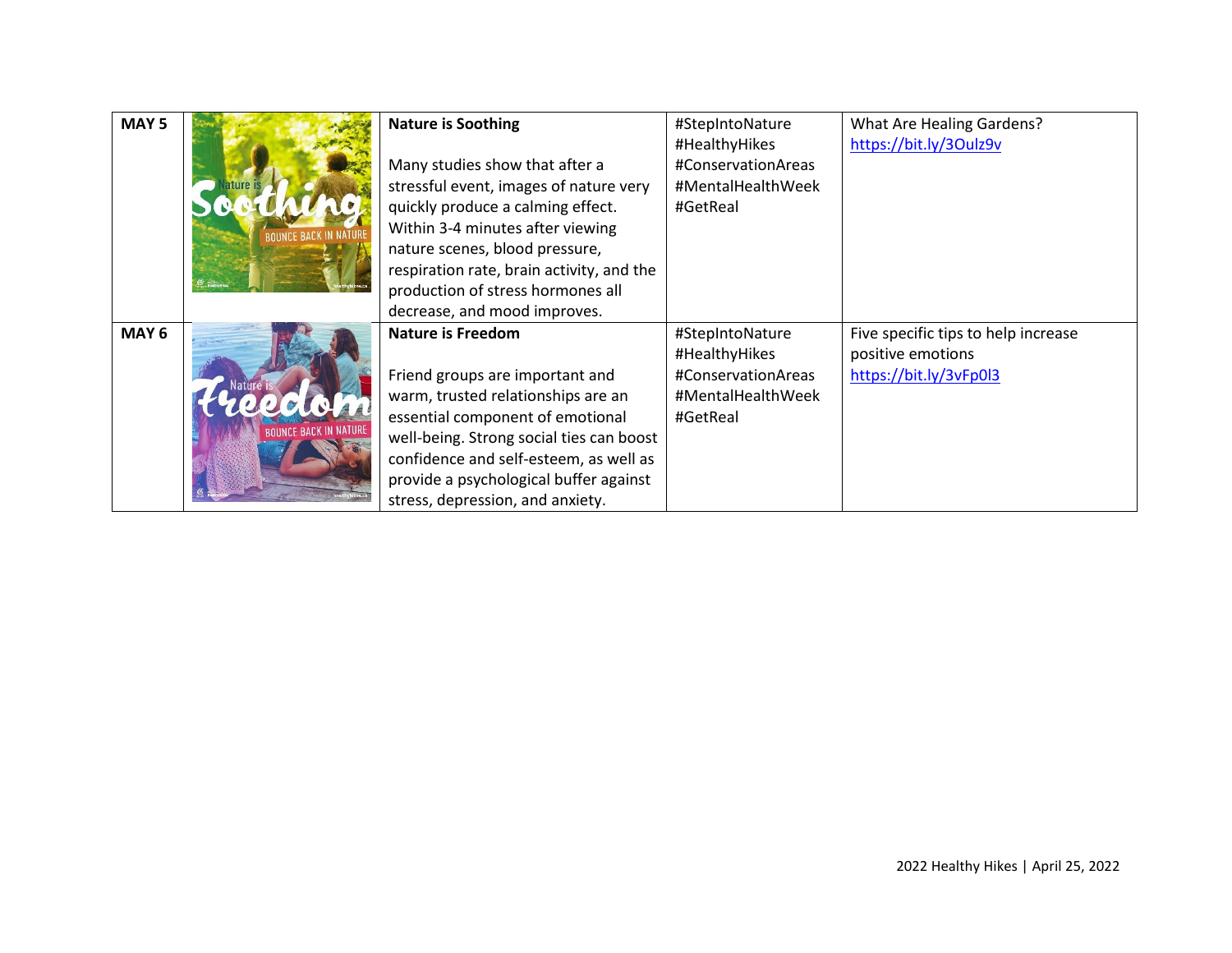| | | | | |
|---|---|---|---|---|
| **MAY 5** | | **Nature is Soothing**<br><br>Many studies show that after a stressful event, images of nature very quickly produce a calming effect. Within 3-4 minutes after viewing nature scenes, blood pressure, respiration rate, brain activity, and the production of stress hormones all decrease, and mood improves. | #StepIntoNature<br>#HealthyHikes<br>#ConservationAreas<br>#MentalHealthWeek<br>#GetReal | What Are Healing Gardens?<br>https://bit.ly/3Oulz9v |
| **MAY 6** | | **Nature is Freedom**<br><br>Friend groups are important and warm, trusted relationships are an essential component of emotional well-being. Strong social ties can boost confidence and self-esteem, as well as provide a psychological buffer against stress, depression, and anxiety. | #StepIntoNature<br>#HealthyHikes<br>#ConservationAreas<br>#MentalHealthWeek<br>#GetReal | Five specific tips to help increase positive emotions<br>https://bit.ly/3vFp0l3 |